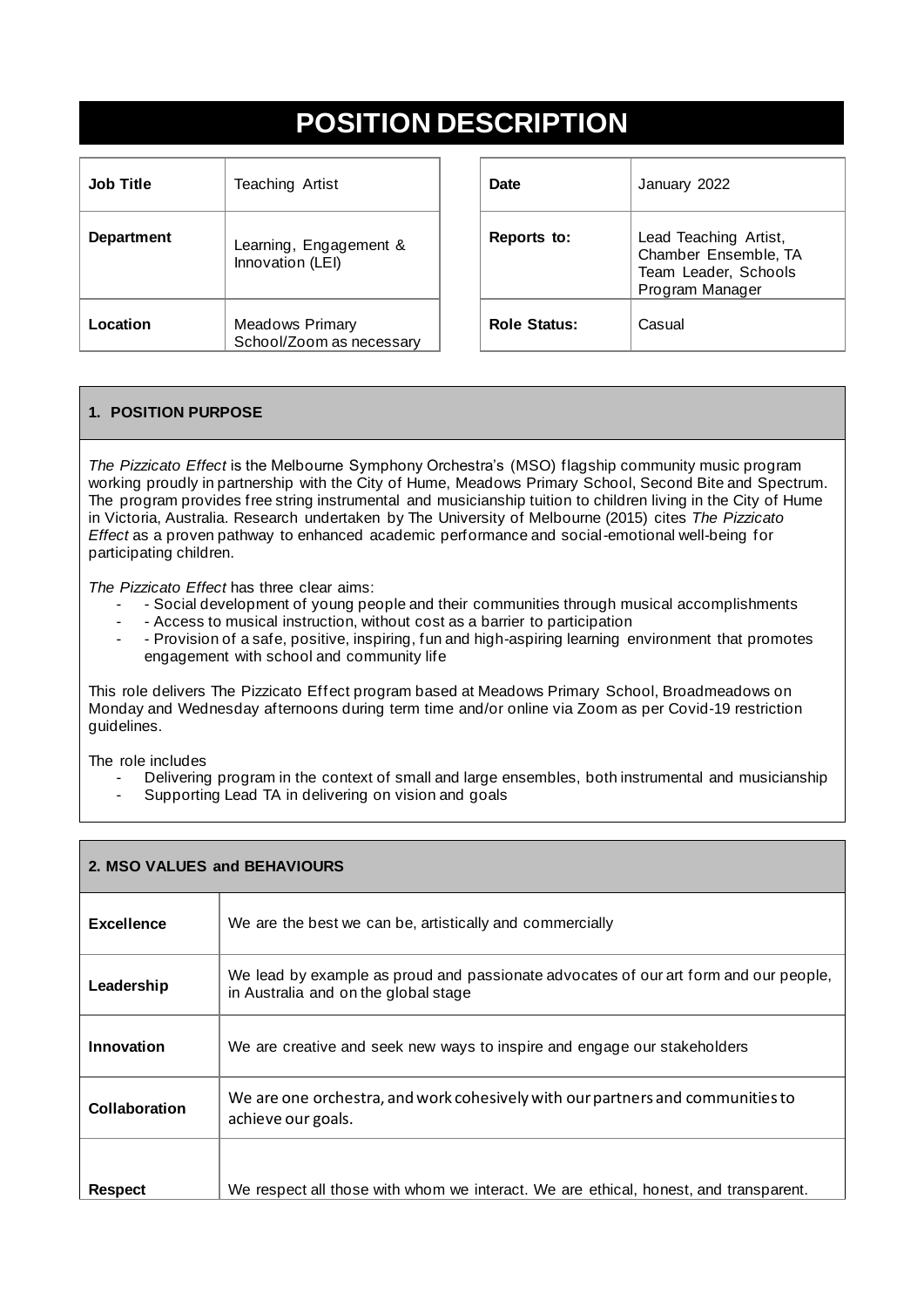# POSITION DESCRIPTION

| Job Title | Teaching Artist |
|---|---|
| Department | Learning, Engagement & Innovation (LEI) |
| Location | Meadows Primary School/Zoom as necessary |

| Date | January 2022 |
|---|---|
| Reports to: | Lead Teaching Artist, Chamber Ensemble, TA Team Leader, Schools Program Manager |
| Role Status: | Casual |

## 1. POSITION PURPOSE

*The Pizzicato Effect* is the Melbourne Symphony Orchestra's (MSO) flagship community music program working proudly in partnership with the City of Hume, Meadows Primary School, Second Bite and Spectrum. The program provides free string instrumental and musicianship tuition to children living in the City of Hume in Victoria, Australia. Research undertaken by The University of Melbourne (2015) cites *The Pizzicato Effect* as a proven pathway to enhanced academic performance and social-emotional well-being for participating children.

*The Pizzicato Effect* has three clear aims:

- - Social development of young people and their communities through musical accomplishments
- - Access to musical instruction, without cost as a barrier to participation
- - Provision of a safe, positive, inspiring, fun and high-aspiring learning environment that promotes engagement with school and community life

This role delivers The Pizzicato Effect program based at Meadows Primary School, Broadmeadows on Monday and Wednesday afternoons during term time and/or online via Zoom as per Covid-19 restriction guidelines.

The role includes

- Delivering program in the context of small and large ensembles, both instrumental and musicianship
- Supporting Lead TA in delivering on vision and goals

## 2. MSO VALUES and BEHAVIOURS

| | |
|---|---|
| **Excellence** | We are the best we can be, artistically and commercially |
| **Leadership** | We lead by example as proud and passionate advocates of our art form and our people, in Australia and on the global stage |
| **Innovation** | We are creative and seek new ways to inspire and engage our stakeholders |
| **Collaboration** | We are one orchestra, and work cohesively with our partners and communities to achieve our goals. |
| **Respect** | We respect all those with whom we interact. We are ethical, honest, and transparent. |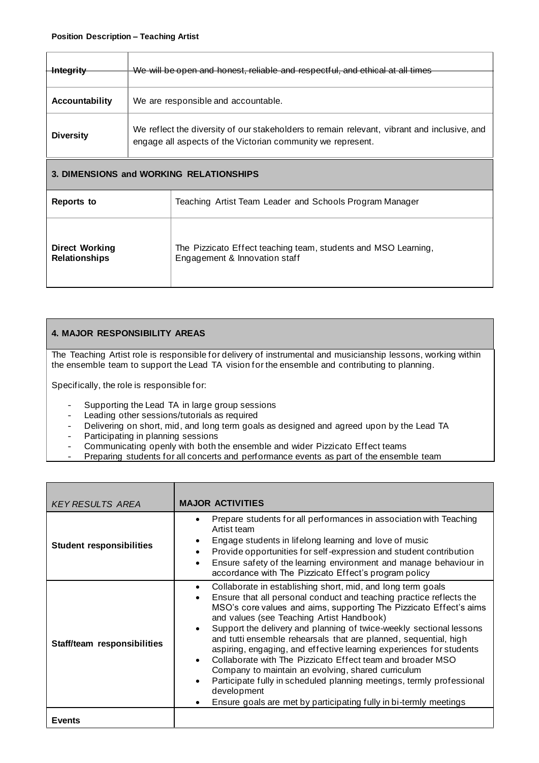| | |
|---|---|
| **Integrity** | We will be open and honest, reliable and respectful, and ethical at all times |
| **Accountability** | We are responsible and accountable. |
| **Diversity** | We reflect the diversity of our stakeholders to remain relevant, vibrant and inclusive, and engage all aspects of the Victorian community we represent. |

## 3. DIMENSIONS and WORKING RELATIONSHIPS

| | |
|---|---|
| **Reports to** | Teaching Artist Team Leader and Schools Program Manager |
| **Direct Working Relationships** | The Pizzicato Effect teaching team, students and MSO Learning, Engagement & Innovation staff |

## 4. MAJOR RESPONSIBILITY AREAS

The Teaching Artist role is responsible for delivery of instrumental and musicianship lessons, working within the ensemble team to support the Lead TA vision for the ensemble and contributing to planning.

Specifically, the role is responsible for:

- Supporting the Lead TA in large group sessions
- Leading other sessions/tutorials as required
- Delivering on short, mid, and long term goals as designed and agreed upon by the Lead TA
- Participating in planning sessions
- Communicating openly with both the ensemble and wider Pizzicato Effect teams
- Preparing students for all concerts and performance events as part of the ensemble team

| *KEY RESULTS AREA* | **MAJOR ACTIVITIES** |
|---|---|
| **Student responsibilities** | • Prepare students for all performances in association with Teaching Artist team<br>• Engage students in lifelong learning and love of music<br>• Provide opportunities for self-expression and student contribution<br>• Ensure safety of the learning environment and manage behaviour in accordance with The Pizzicato Effect's program policy |
| **Staff/team responsibilities** | • Collaborate in establishing short, mid, and long term goals<br>• Ensure that all personal conduct and teaching practice reflects the MSO's core values and aims, supporting The Pizzicato Effect's aims and values (see Teaching Artist Handbook)<br>• Support the delivery and planning of twice-weekly sectional lessons and tutti ensemble rehearsals that are planned, sequential, high aspiring, engaging, and effective learning experiences for students<br>• Collaborate with The Pizzicato Effect team and broader MSO Company to maintain an evolving, shared curriculum<br>• Participate fully in scheduled planning meetings, termly professional development<br>• Ensure goals are met by participating fully in bi-termly meetings |
| **Events** | |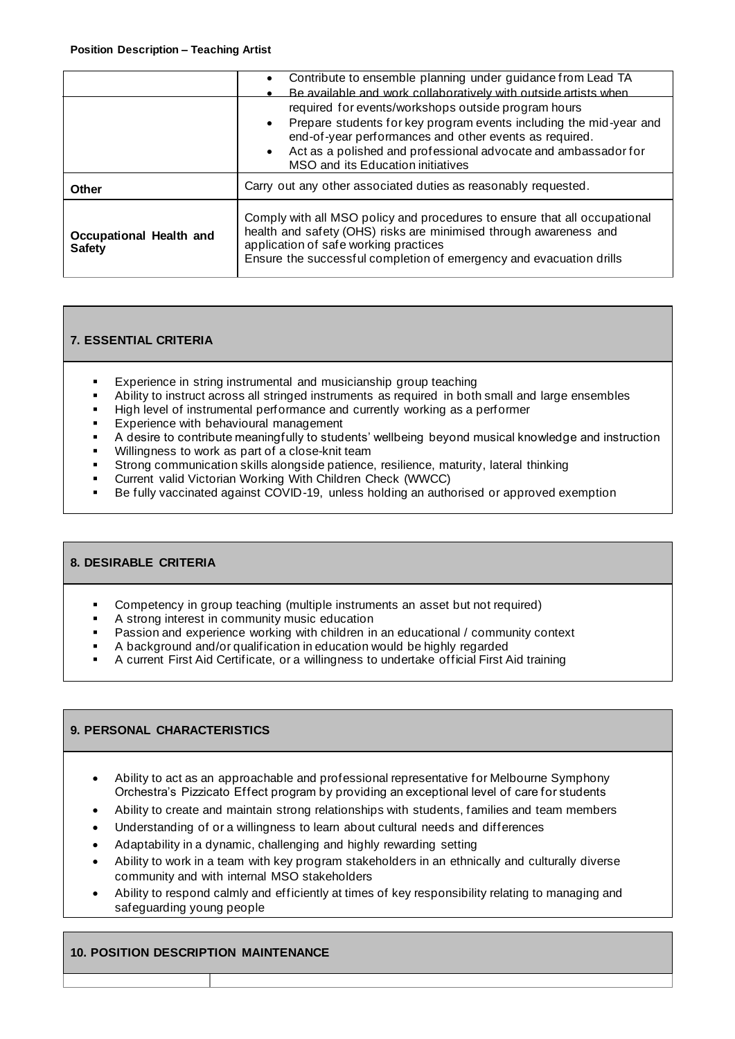| | |
|---|---|
| | • Contribute to ensemble planning under guidance from Lead TA<br>• Be available and work collaboratively with outside artists when required for events/workshops outside program hours<br>• Prepare students for key program events including the mid-year and end-of-year performances and other events as required.<br>• Act as a polished and professional advocate and ambassador for MSO and its Education initiatives |
| **Other** | Carry out any other associated duties as reasonably requested. |
| **Occupational Health and Safety** | Comply with all MSO policy and procedures to ensure that all occupational health and safety (OHS) risks are minimised through awareness and application of safe working practices<br>Ensure the successful completion of emergency and evacuation drills |

## 7. ESSENTIAL CRITERIA

- Experience in string instrumental and musicianship group teaching
- Ability to instruct across all stringed instruments as required in both small and large ensembles
- High level of instrumental performance and currently working as a performer
- Experience with behavioural management
- A desire to contribute meaningfully to students' wellbeing beyond musical knowledge and instruction
- Willingness to work as part of a close-knit team
- Strong communication skills alongside patience, resilience, maturity, lateral thinking
- Current valid Victorian Working With Children Check (WWCC)
- Be fully vaccinated against COVID-19, unless holding an authorised or approved exemption

## 8. DESIRABLE CRITERIA

- Competency in group teaching (multiple instruments an asset but not required)
- A strong interest in community music education
- Passion and experience working with children in an educational / community context
- A background and/or qualification in education would be highly regarded
- A current First Aid Certificate, or a willingness to undertake official First Aid training

## 9. PERSONAL CHARACTERISTICS

- Ability to act as an approachable and professional representative for Melbourne Symphony Orchestra's Pizzicato Effect program by providing an exceptional level of care for students
- Ability to create and maintain strong relationships with students, families and team members
- Understanding of or a willingness to learn about cultural needs and differences
- Adaptability in a dynamic, challenging and highly rewarding setting
- Ability to work in a team with key program stakeholders in an ethnically and culturally diverse community and with internal MSO stakeholders
- Ability to respond calmly and efficiently at times of key responsibility relating to managing and safeguarding young people

## 10. POSITION DESCRIPTION MAINTENANCE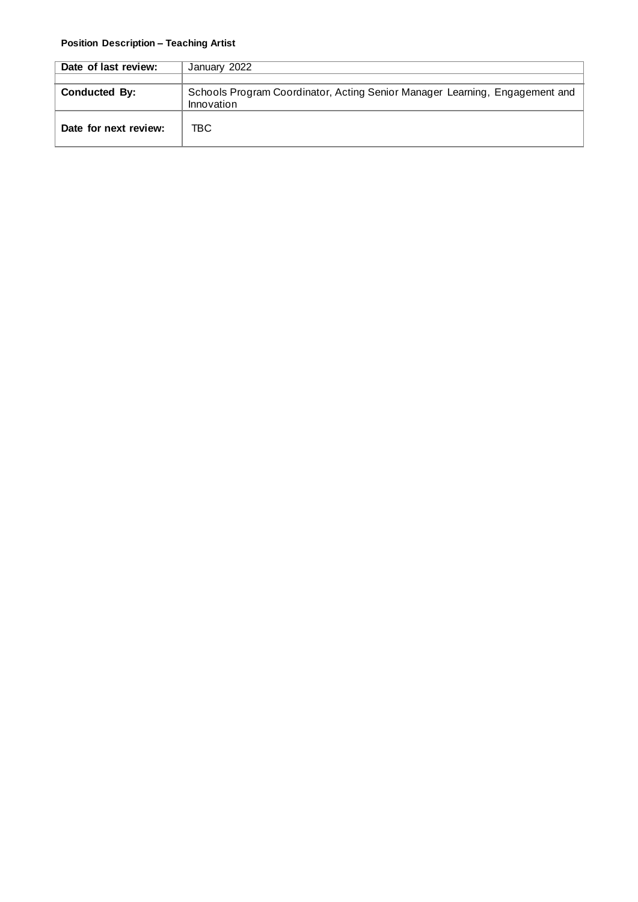**Position Description – Teaching Artist**

| | |
|---|---|
| **Date of last review:** | January 2022 |
| | |
| **Conducted By:** | Schools Program Coordinator, Acting Senior Manager Learning, Engagement and Innovation |
| **Date for next review:** | TBC |